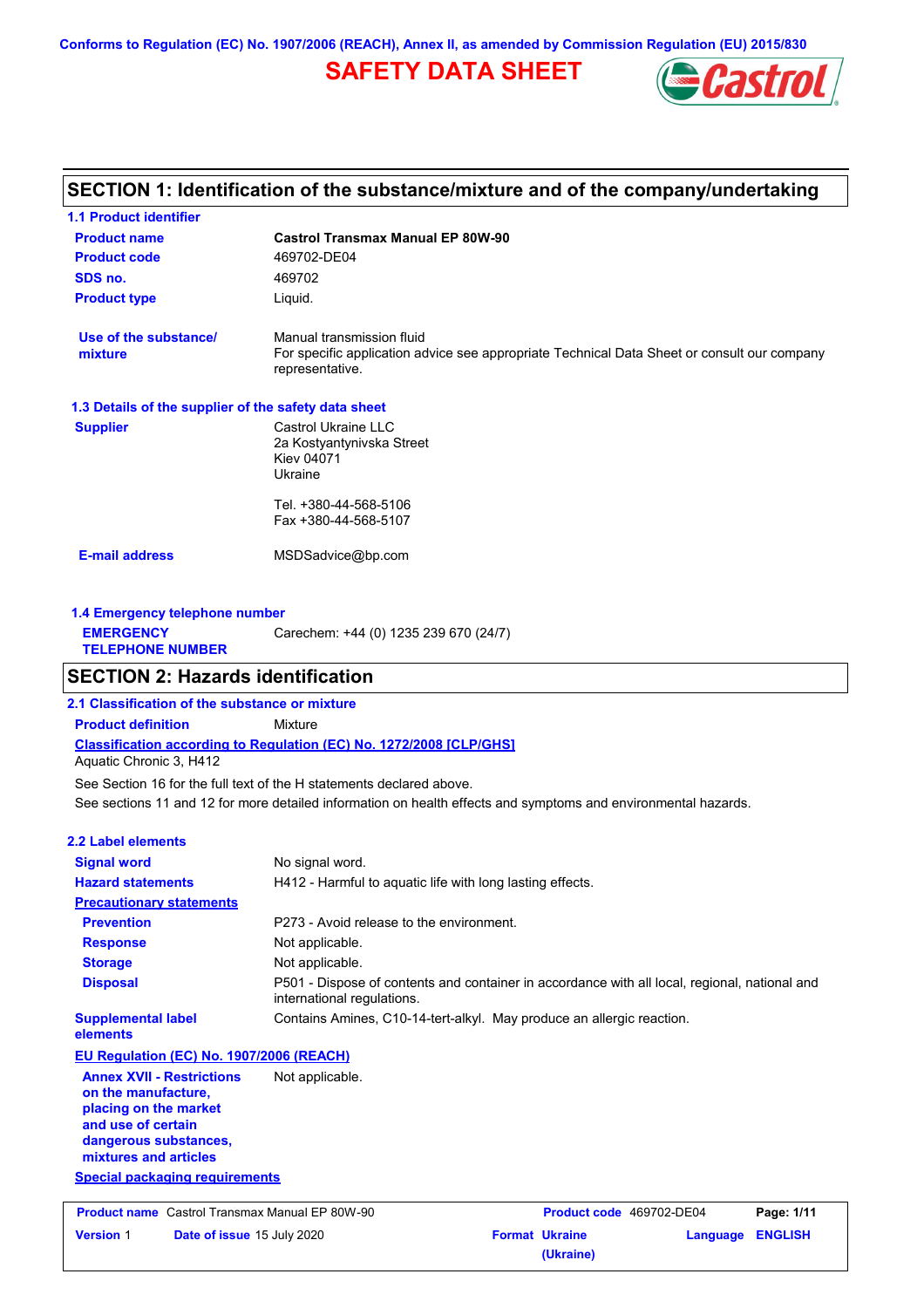Conforms to Regulation (EC) No. 1907/2006 (REACH), Annex II, as amended by Commission Regulation (EU) 2015/830

# SAFETY DATA SHEET

## SECTION 1: Identification of the substance/mixture and of the company/undertaking

### 1.1 Product identifier

| | |
|---|---|
| **Product name** | **Castrol Transmax Manual EP 80W-90** |
| **Product code** | 469702-DE04 |
| **SDS no.** | 469702 |
| **Product type** | Liquid. |
| **Use of the substance/ mixture** | Manual transmission fluid<br>For specific application advice see appropriate Technical Data Sheet or consult our company representative. |

### 1.3 Details of the supplier of the safety data sheet

| | |
|---|---|
| **Supplier** | Castrol Ukraine LLC<br>2a Kostyantynivska Street<br>Kiev 04071<br>Ukraine<br><br>Tel. +380-44-568-5106<br>Fax +380-44-568-5107 |
| **E-mail address** | MSDSadvice@bp.com |

### 1.4 Emergency telephone number

| | |
|---|---|
| **EMERGENCY TELEPHONE NUMBER** | Carechem: +44 (0) 1235 239 670 (24/7) |

## SECTION 2: Hazards identification

### 2.1 Classification of the substance or mixture

**Product definition** Mixture

**Classification according to Regulation (EC) No. 1272/2008 [CLP/GHS]**

Aquatic Chronic 3, H412

See Section 16 for the full text of the H statements declared above.

See sections 11 and 12 for more detailed information on health effects and symptoms and environmental hazards.

### 2.2 Label elements

| | |
|---|---|
| **Signal word** | No signal word. |
| **Hazard statements** | H412 - Harmful to aquatic life with long lasting effects. |
| **Precautionary statements** | |
| **Prevention** | P273 - Avoid release to the environment. |
| **Response** | Not applicable. |
| **Storage** | Not applicable. |
| **Disposal** | P501 - Dispose of contents and container in accordance with all local, regional, national and international regulations. |
| **Supplemental label elements** | Contains Amines, C10-14-tert-alkyl. May produce an allergic reaction. |

**EU Regulation (EC) No. 1907/2006 (REACH)**

| | |
|---|---|
| **Annex XVII - Restrictions on the manufacture, placing on the market and use of certain dangerous substances, mixtures and articles** | Not applicable. |

**Special packaging requirements**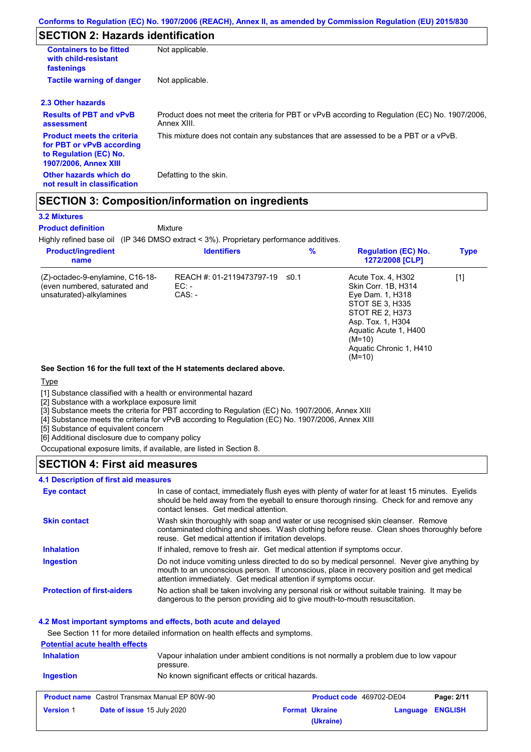## SECTION 2: Hazards identification

| | |
|---|---|
| **Containers to be fitted with child-resistant fastenings** | Not applicable. |
| **Tactile warning of danger** | Not applicable. |

### 2.3 Other hazards

| | |
|---|---|
| **Results of PBT and vPvB assessment** | Product does not meet the criteria for PBT or vPvB according to Regulation (EC) No. 1907/2006, Annex XIII. |
| **Product meets the criteria for PBT or vPvB according to Regulation (EC) No. 1907/2006, Annex XIII** | This mixture does not contain any substances that are assessed to be a PBT or a vPvB. |
| **Other hazards which do not result in classification** | Defatting to the skin. |

## SECTION 3: Composition/information on ingredients

### 3.2 Mixtures

**Product definition** Mixture

Highly refined base oil (IP 346 DMSO extract < 3%). Proprietary performance additives.

| Product/ingredient name | Identifiers | % | Regulation (EC) No. 1272/2008 [CLP] | Type |
|---|---|---|---|---|
| (Z)-octadec-9-enylamine, C16-18-(even numbered, saturated and unsaturated)-alkylamines | REACH #: 01-2119473797-19<br>EC: -<br>CAS: - | ≤0.1 | Acute Tox. 4, H302<br>Skin Corr. 1B, H314<br>Eye Dam. 1, H318<br>STOT SE 3, H335<br>STOT RE 2, H373<br>Asp. Tox. 1, H304<br>Aquatic Acute 1, H400 (M=10)<br>Aquatic Chronic 1, H410 (M=10) | [1] |

**See Section 16 for the full text of the H statements declared above.**

Type

[1] Substance classified with a health or environmental hazard
[2] Substance with a workplace exposure limit
[3] Substance meets the criteria for PBT according to Regulation (EC) No. 1907/2006, Annex XIII
[4] Substance meets the criteria for vPvB according to Regulation (EC) No. 1907/2006, Annex XIII
[5] Substance of equivalent concern
[6] Additional disclosure due to company policy

Occupational exposure limits, if available, are listed in Section 8.

## SECTION 4: First aid measures

### 4.1 Description of first aid measures

| | |
|---|---|
| **Eye contact** | In case of contact, immediately flush eyes with plenty of water for at least 15 minutes. Eyelids should be held away from the eyeball to ensure thorough rinsing. Check for and remove any contact lenses. Get medical attention. |
| **Skin contact** | Wash skin thoroughly with soap and water or use recognised skin cleanser. Remove contaminated clothing and shoes. Wash clothing before reuse. Clean shoes thoroughly before reuse. Get medical attention if irritation develops. |
| **Inhalation** | If inhaled, remove to fresh air. Get medical attention if symptoms occur. |
| **Ingestion** | Do not induce vomiting unless directed to do so by medical personnel. Never give anything by mouth to an unconscious person. If unconscious, place in recovery position and get medical attention immediately. Get medical attention if symptoms occur. |
| **Protection of first-aiders** | No action shall be taken involving any personal risk or without suitable training. It may be dangerous to the person providing aid to give mouth-to-mouth resuscitation. |

### 4.2 Most important symptoms and effects, both acute and delayed

See Section 11 for more detailed information on health effects and symptoms.

**Potential acute health effects**

| | |
|---|---|
| **Inhalation** | Vapour inhalation under ambient conditions is not normally a problem due to low vapour pressure. |
| **Ingestion** | No known significant effects or critical hazards. |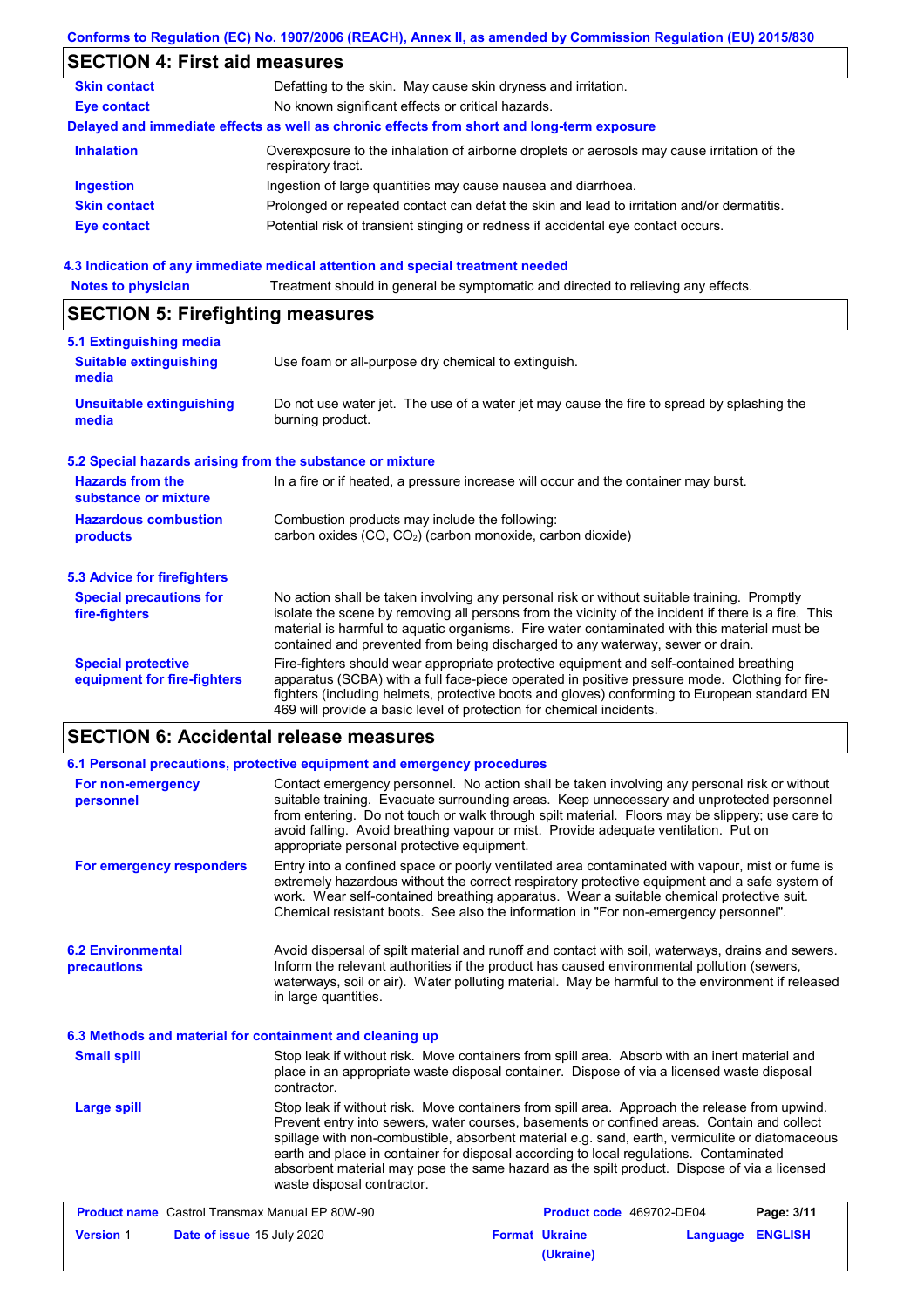## SECTION 4: First aid measures

| | |
|---|---|
| **Skin contact** | Defatting to the skin. May cause skin dryness and irritation. |
| **Eye contact** | No known significant effects or critical hazards. |

**Delayed and immediate effects as well as chronic effects from short and long-term exposure**

| | |
|---|---|
| **Inhalation** | Overexposure to the inhalation of airborne droplets or aerosols may cause irritation of the respiratory tract. |
| **Ingestion** | Ingestion of large quantities may cause nausea and diarrhoea. |
| **Skin contact** | Prolonged or repeated contact can defat the skin and lead to irritation and/or dermatitis. |
| **Eye contact** | Potential risk of transient stinging or redness if accidental eye contact occurs. |

### 4.3 Indication of any immediate medical attention and special treatment needed

| | |
|---|---|
| **Notes to physician** | Treatment should in general be symptomatic and directed to relieving any effects. |

## SECTION 5: Firefighting measures

### 5.1 Extinguishing media

| | |
|---|---|
| **Suitable extinguishing media** | Use foam or all-purpose dry chemical to extinguish. |
| **Unsuitable extinguishing media** | Do not use water jet. The use of a water jet may cause the fire to spread by splashing the burning product. |

### 5.2 Special hazards arising from the substance or mixture

| | |
|---|---|
| **Hazards from the substance or mixture** | In a fire or if heated, a pressure increase will occur and the container may burst. |
| **Hazardous combustion products** | Combustion products may include the following: carbon oxides (CO, $CO_2$) (carbon monoxide, carbon dioxide) |

### 5.3 Advice for firefighters

| | |
|---|---|
| **Special precautions for fire-fighters** | No action shall be taken involving any personal risk or without suitable training. Promptly isolate the scene by removing all persons from the vicinity of the incident if there is a fire. This material is harmful to aquatic organisms. Fire water contaminated with this material must be contained and prevented from being discharged to any waterway, sewer or drain. |
| **Special protective equipment for fire-fighters** | Fire-fighters should wear appropriate protective equipment and self-contained breathing apparatus (SCBA) with a full face-piece operated in positive pressure mode. Clothing for fire-fighters (including helmets, protective boots and gloves) conforming to European standard EN 469 will provide a basic level of protection for chemical incidents. |

## SECTION 6: Accidental release measures

### 6.1 Personal precautions, protective equipment and emergency procedures

| | |
|---|---|
| **For non-emergency personnel** | Contact emergency personnel. No action shall be taken involving any personal risk or without suitable training. Evacuate surrounding areas. Keep unnecessary and unprotected personnel from entering. Do not touch or walk through spilt material. Floors may be slippery; use care to avoid falling. Avoid breathing vapour or mist. Provide adequate ventilation. Put on appropriate personal protective equipment. |
| **For emergency responders** | Entry into a confined space or poorly ventilated area contaminated with vapour, mist or fume is extremely hazardous without the correct respiratory protective equipment and a safe system of work. Wear self-contained breathing apparatus. Wear a suitable chemical protective suit. Chemical resistant boots. See also the information in "For non-emergency personnel". |

| | |
|---|---|
| **6.2 Environmental precautions** | Avoid dispersal of spilt material and runoff and contact with soil, waterways, drains and sewers. Inform the relevant authorities if the product has caused environmental pollution (sewers, waterways, soil or air). Water polluting material. May be harmful to the environment if released in large quantities. |

### 6.3 Methods and material for containment and cleaning up

| | |
|---|---|
| **Small spill** | Stop leak if without risk. Move containers from spill area. Absorb with an inert material and place in an appropriate waste disposal container. Dispose of via a licensed waste disposal contractor. |
| **Large spill** | Stop leak if without risk. Move containers from spill area. Approach the release from upwind. Prevent entry into sewers, water courses, basements or confined areas. Contain and collect spillage with non-combustible, absorbent material e.g. sand, earth, vermiculite or diatomaceous earth and place in container for disposal according to local regulations. Contaminated absorbent material may pose the same hazard as the spilt product. Dispose of via a licensed waste disposal contractor. |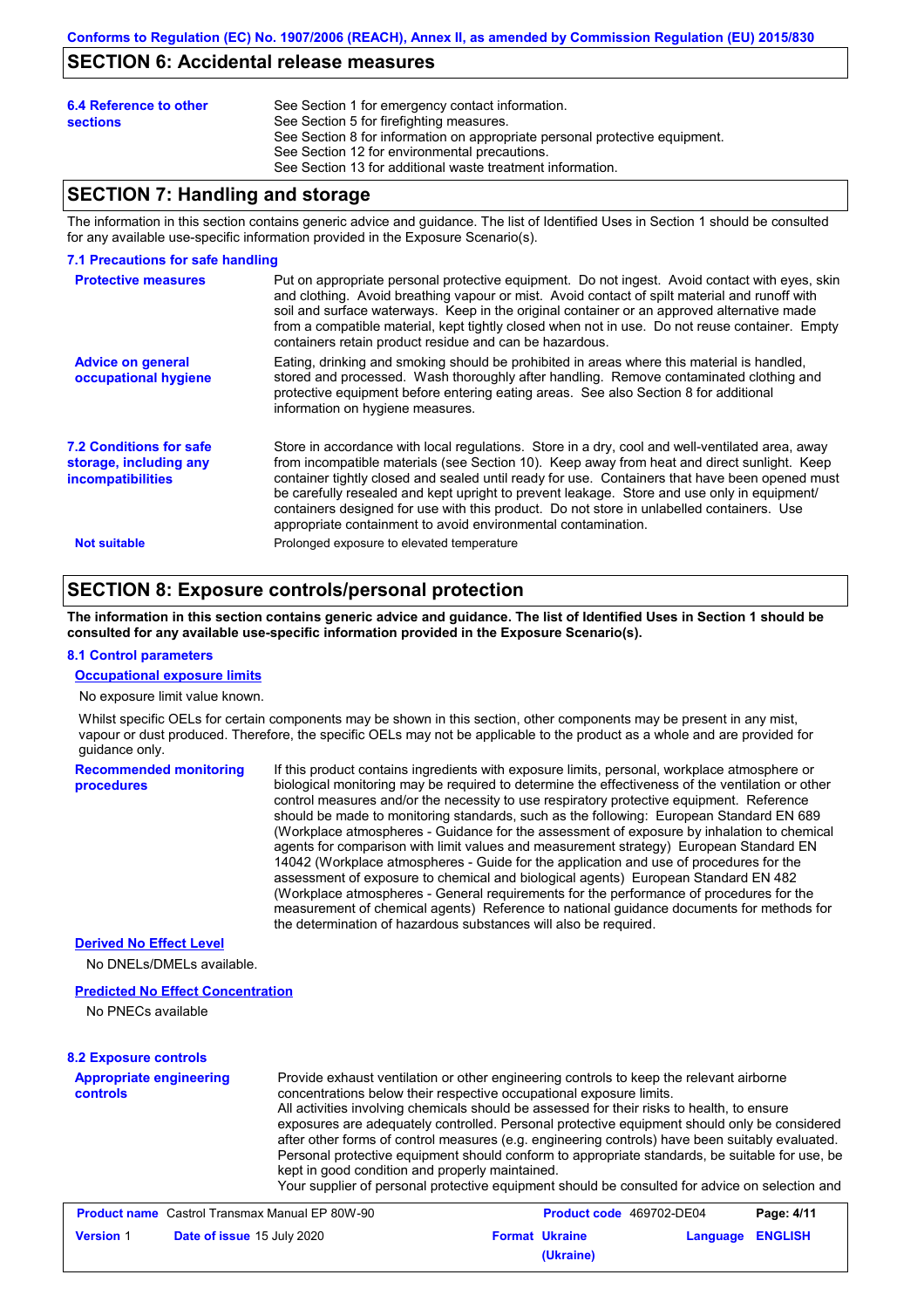## SECTION 6: Accidental release measures

**6.4 Reference to other sections**

See Section 1 for emergency contact information.
See Section 5 for firefighting measures.
See Section 8 for information on appropriate personal protective equipment.
See Section 12 for environmental precautions.
See Section 13 for additional waste treatment information.

## SECTION 7: Handling and storage

The information in this section contains generic advice and guidance. The list of Identified Uses in Section 1 should be consulted for any available use-specific information provided in the Exposure Scenario(s).

### 7.1 Precautions for safe handling

**Protective measures**

Put on appropriate personal protective equipment. Do not ingest. Avoid contact with eyes, skin and clothing. Avoid breathing vapour or mist. Avoid contact of spilt material and runoff with soil and surface waterways. Keep in the original container or an approved alternative made from a compatible material, kept tightly closed when not in use. Do not reuse container. Empty containers retain product residue and can be hazardous.

**Advice on general occupational hygiene**

Eating, drinking and smoking should be prohibited in areas where this material is handled, stored and processed. Wash thoroughly after handling. Remove contaminated clothing and protective equipment before entering eating areas. See also Section 8 for additional information on hygiene measures.

**7.2 Conditions for safe storage, including any incompatibilities**

Store in accordance with local regulations. Store in a dry, cool and well-ventilated area, away from incompatible materials (see Section 10). Keep away from heat and direct sunlight. Keep container tightly closed and sealed until ready for use. Containers that have been opened must be carefully resealed and kept upright to prevent leakage. Store and use only in equipment/ containers designed for use with this product. Do not store in unlabelled containers. Use appropriate containment to avoid environmental contamination.

**Not suitable**

Prolonged exposure to elevated temperature

## SECTION 8: Exposure controls/personal protection

**The information in this section contains generic advice and guidance. The list of Identified Uses in Section 1 should be consulted for any available use-specific information provided in the Exposure Scenario(s).**

### 8.1 Control parameters

**Occupational exposure limits**

No exposure limit value known.

Whilst specific OELs for certain components may be shown in this section, other components may be present in any mist, vapour or dust produced. Therefore, the specific OELs may not be applicable to the product as a whole and are provided for guidance only.

**Recommended monitoring procedures**

If this product contains ingredients with exposure limits, personal, workplace atmosphere or biological monitoring may be required to determine the effectiveness of the ventilation or other control measures and/or the necessity to use respiratory protective equipment. Reference should be made to monitoring standards, such as the following: European Standard EN 689 (Workplace atmospheres - Guidance for the assessment of exposure by inhalation to chemical agents for comparison with limit values and measurement strategy) European Standard EN 14042 (Workplace atmospheres - Guide for the application and use of procedures for the assessment of exposure to chemical and biological agents) European Standard EN 482 (Workplace atmospheres - General requirements for the performance of procedures for the measurement of chemical agents) Reference to national guidance documents for methods for the determination of hazardous substances will also be required.

**Derived No Effect Level**

No DNELs/DMELs available.

**Predicted No Effect Concentration**

No PNECs available

### 8.2 Exposure controls

**Appropriate engineering controls**

Provide exhaust ventilation or other engineering controls to keep the relevant airborne concentrations below their respective occupational exposure limits.
All activities involving chemicals should be assessed for their risks to health, to ensure exposures are adequately controlled. Personal protective equipment should only be considered after other forms of control measures (e.g. engineering controls) have been suitably evaluated. Personal protective equipment should conform to appropriate standards, be suitable for use, be kept in good condition and properly maintained.
Your supplier of personal protective equipment should be consulted for advice on selection and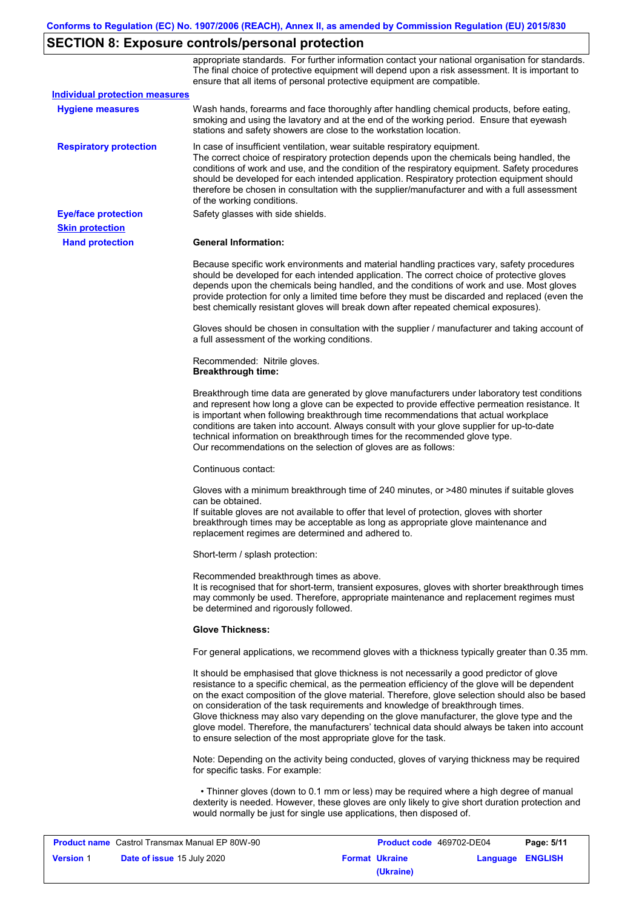## SECTION 8: Exposure controls/personal protection

appropriate standards. For further information contact your national organisation for standards. The final choice of protective equipment will depend upon a risk assessment. It is important to ensure that all items of personal protective equipment are compatible.

**Individual protection measures**

**Hygiene measures**

Wash hands, forearms and face thoroughly after handling chemical products, before eating, smoking and using the lavatory and at the end of the working period. Ensure that eyewash stations and safety showers are close to the workstation location.

**Respiratory protection**

In case of insufficient ventilation, wear suitable respiratory equipment.
The correct choice of respiratory protection depends upon the chemicals being handled, the conditions of work and use, and the condition of the respiratory equipment. Safety procedures should be developed for each intended application. Respiratory protection equipment should therefore be chosen in consultation with the supplier/manufacturer and with a full assessment of the working conditions.

**Eye/face protection**

Safety glasses with side shields.

**Skin protection**

**Hand protection**

**General Information:**

Because specific work environments and material handling practices vary, safety procedures should be developed for each intended application. The correct choice of protective gloves depends upon the chemicals being handled, and the conditions of work and use. Most gloves provide protection for only a limited time before they must be discarded and replaced (even the best chemically resistant gloves will break down after repeated chemical exposures).

Gloves should be chosen in consultation with the supplier / manufacturer and taking account of a full assessment of the working conditions.

Recommended: Nitrile gloves.
**Breakthrough time:**

Breakthrough time data are generated by glove manufacturers under laboratory test conditions and represent how long a glove can be expected to provide effective permeation resistance. It is important when following breakthrough time recommendations that actual workplace conditions are taken into account. Always consult with your glove supplier for up-to-date technical information on breakthrough times for the recommended glove type.
Our recommendations on the selection of gloves are as follows:

Continuous contact:

Gloves with a minimum breakthrough time of 240 minutes, or >480 minutes if suitable gloves can be obtained.
If suitable gloves are not available to offer that level of protection, gloves with shorter breakthrough times may be acceptable as long as appropriate glove maintenance and replacement regimes are determined and adhered to.

Short-term / splash protection:

Recommended breakthrough times as above.
It is recognised that for short-term, transient exposures, gloves with shorter breakthrough times may commonly be used. Therefore, appropriate maintenance and replacement regimes must be determined and rigorously followed.

**Glove Thickness:**

For general applications, we recommend gloves with a thickness typically greater than 0.35 mm.

It should be emphasised that glove thickness is not necessarily a good predictor of glove resistance to a specific chemical, as the permeation efficiency of the glove will be dependent on the exact composition of the glove material. Therefore, glove selection should also be based on consideration of the task requirements and knowledge of breakthrough times.
Glove thickness may also vary depending on the glove manufacturer, the glove type and the glove model. Therefore, the manufacturers' technical data should always be taken into account to ensure selection of the most appropriate glove for the task.

Note: Depending on the activity being conducted, gloves of varying thickness may be required for specific tasks. For example:

- Thinner gloves (down to 0.1 mm or less) may be required where a high degree of manual dexterity is needed. However, these gloves are only likely to give short duration protection and would normally be just for single use applications, then disposed of.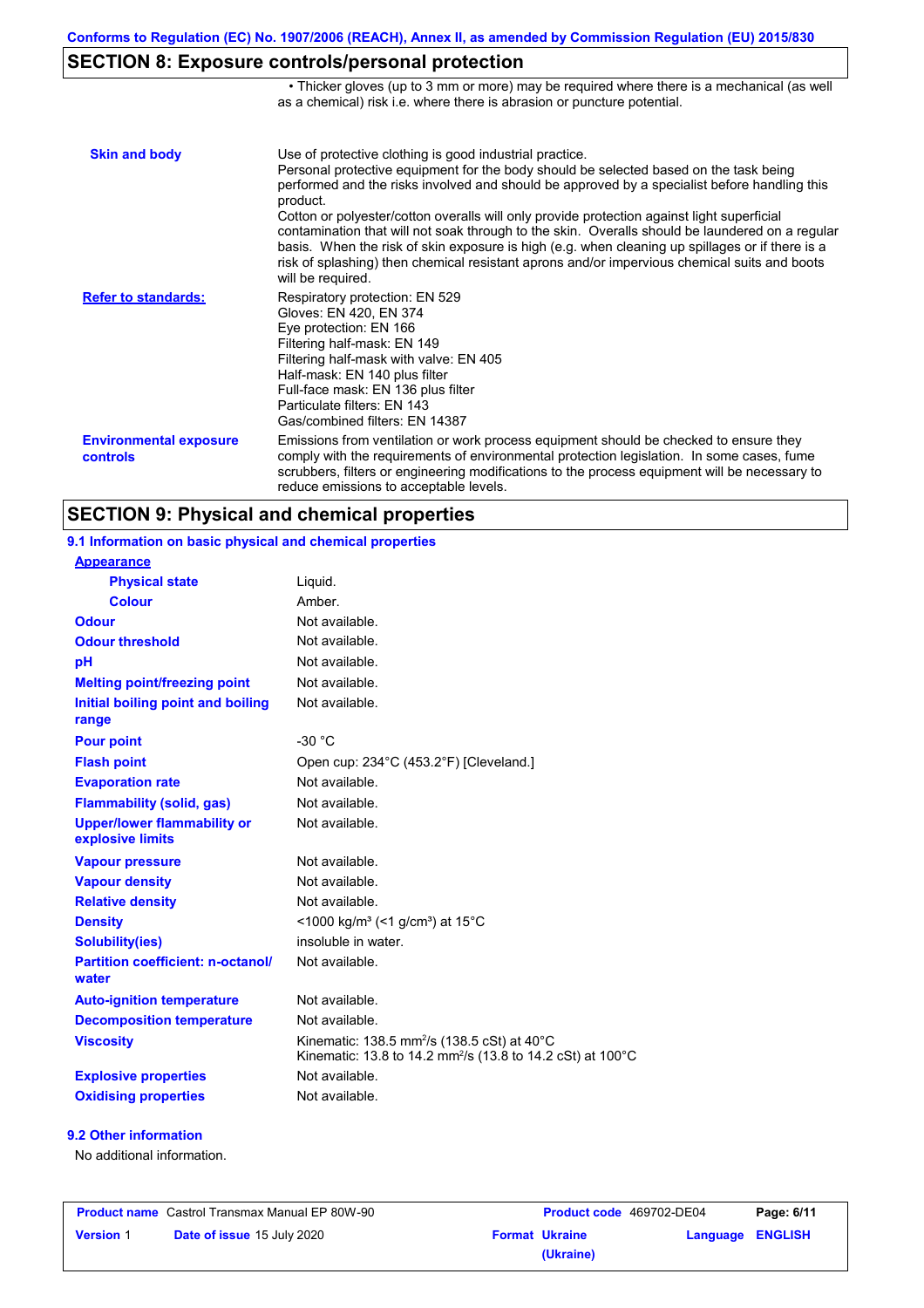## SECTION 8: Exposure controls/personal protection

• Thicker gloves (up to 3 mm or more) may be required where there is a mechanical (as well as a chemical) risk i.e. where there is abrasion or puncture potential.

| | |
|---|---|
| **Skin and body** | Use of protective clothing is good industrial practice.<br>Personal protective equipment for the body should be selected based on the task being performed and the risks involved and should be approved by a specialist before handling this product.<br>Cotton or polyester/cotton overalls will only provide protection against light superficial contamination that will not soak through to the skin. Overalls should be laundered on a regular basis. When the risk of skin exposure is high (e.g. when cleaning up spillages or if there is a risk of splashing) then chemical resistant aprons and/or impervious chemical suits and boots will be required. |
| **Refer to standards:** | Respiratory protection: EN 529<br>Gloves: EN 420, EN 374<br>Eye protection: EN 166<br>Filtering half-mask: EN 149<br>Filtering half-mask with valve: EN 405<br>Half-mask: EN 140 plus filter<br>Full-face mask: EN 136 plus filter<br>Particulate filters: EN 143<br>Gas/combined filters: EN 14387 |
| **Environmental exposure controls** | Emissions from ventilation or work process equipment should be checked to ensure they comply with the requirements of environmental protection legislation. In some cases, fume scrubbers, filters or engineering modifications to the process equipment will be necessary to reduce emissions to acceptable levels. |

## SECTION 9: Physical and chemical properties

### 9.1 Information on basic physical and chemical properties

| | |
|---|---|
| **Appearance** | |
| **Physical state** | Liquid. |
| **Colour** | Amber. |
| **Odour** | Not available. |
| **Odour threshold** | Not available. |
| **pH** | Not available. |
| **Melting point/freezing point** | Not available. |
| **Initial boiling point and boiling range** | Not available. |
| **Pour point** | -30 °C |
| **Flash point** | Open cup: 234°C (453.2°F) [Cleveland.] |
| **Evaporation rate** | Not available. |
| **Flammability (solid, gas)** | Not available. |
| **Upper/lower flammability or explosive limits** | Not available. |
| **Vapour pressure** | Not available. |
| **Vapour density** | Not available. |
| **Relative density** | Not available. |
| **Density** | <1000 kg/m³ (<1 g/cm³) at 15°C |
| **Solubility(ies)** | insoluble in water. |
| **Partition coefficient: n-octanol/water** | Not available. |
| **Auto-ignition temperature** | Not available. |
| **Decomposition temperature** | Not available. |
| **Viscosity** | Kinematic: 138.5 mm$^2$/s (138.5 cSt) at 40°C<br>Kinematic: 13.8 to 14.2 mm$^2$/s (13.8 to 14.2 cSt) at 100°C |
| **Explosive properties** | Not available. |
| **Oxidising properties** | Not available. |

### 9.2 Other information

No additional information.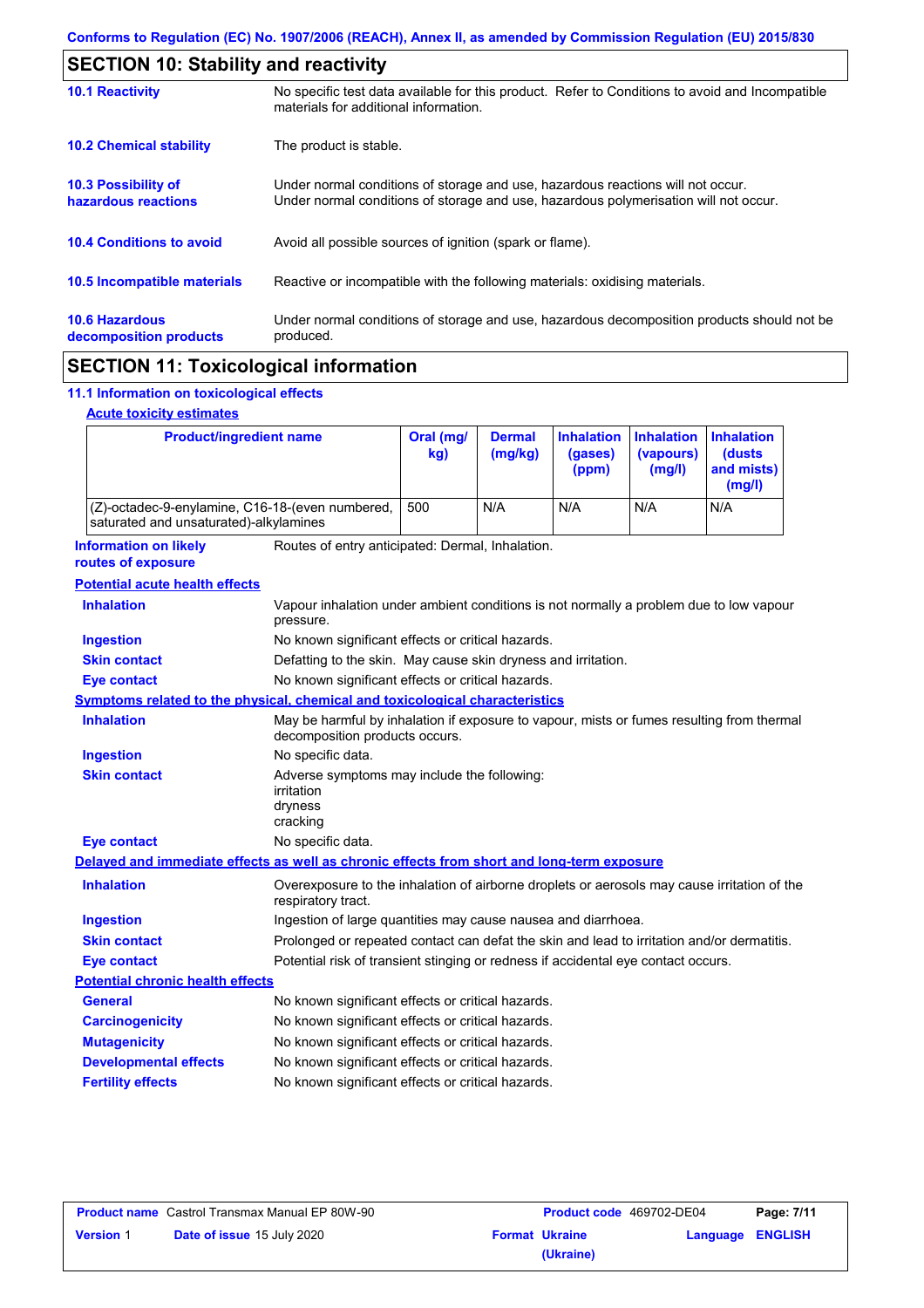## SECTION 10: Stability and reactivity

**10.1 Reactivity**
No specific test data available for this product. Refer to Conditions to avoid and Incompatible materials for additional information.

**10.2 Chemical stability**
The product is stable.

**10.3 Possibility of hazardous reactions**
Under normal conditions of storage and use, hazardous reactions will not occur.
Under normal conditions of storage and use, hazardous polymerisation will not occur.

**10.4 Conditions to avoid**
Avoid all possible sources of ignition (spark or flame).

**10.5 Incompatible materials**
Reactive or incompatible with the following materials: oxidising materials.

**10.6 Hazardous decomposition products**
Under normal conditions of storage and use, hazardous decomposition products should not be produced.

## SECTION 11: Toxicological information

### 11.1 Information on toxicological effects

**Acute toxicity estimates**

| Product/ingredient name | Oral (mg/kg) | Dermal (mg/kg) | Inhalation (gases) (ppm) | Inhalation (vapours) (mg/l) | Inhalation (dusts and mists) (mg/l) |
|---|---|---|---|---|---|
| (Z)-octadec-9-enylamine, C16-18-(even numbered, saturated and unsaturated)-alkylamines | 500 | N/A | N/A | N/A | N/A |

**Information on likely routes of exposure**
Routes of entry anticipated: Dermal, Inhalation.

**Potential acute health effects**

**Inhalation**
Vapour inhalation under ambient conditions is not normally a problem due to low vapour pressure.

**Ingestion**
No known significant effects or critical hazards.

**Skin contact**
Defatting to the skin. May cause skin dryness and irritation.

**Eye contact**
No known significant effects or critical hazards.

**Symptoms related to the physical, chemical and toxicological characteristics**

**Inhalation**
May be harmful by inhalation if exposure to vapour, mists or fumes resulting from thermal decomposition products occurs.

**Ingestion**
No specific data.

**Skin contact**
Adverse symptoms may include the following:
irritation
dryness
cracking

**Eye contact**
No specific data.

**Delayed and immediate effects as well as chronic effects from short and long-term exposure**

**Inhalation**
Overexposure to the inhalation of airborne droplets or aerosols may cause irritation of the respiratory tract.

**Ingestion**
Ingestion of large quantities may cause nausea and diarrhoea.

**Skin contact**
Prolonged or repeated contact can defat the skin and lead to irritation and/or dermatitis.

**Eye contact**
Potential risk of transient stinging or redness if accidental eye contact occurs.

**Potential chronic health effects**

**General**
No known significant effects or critical hazards.

**Carcinogenicity**
No known significant effects or critical hazards.

**Mutagenicity**
No known significant effects or critical hazards.

**Developmental effects**
No known significant effects or critical hazards.

**Fertility effects**
No known significant effects or critical hazards.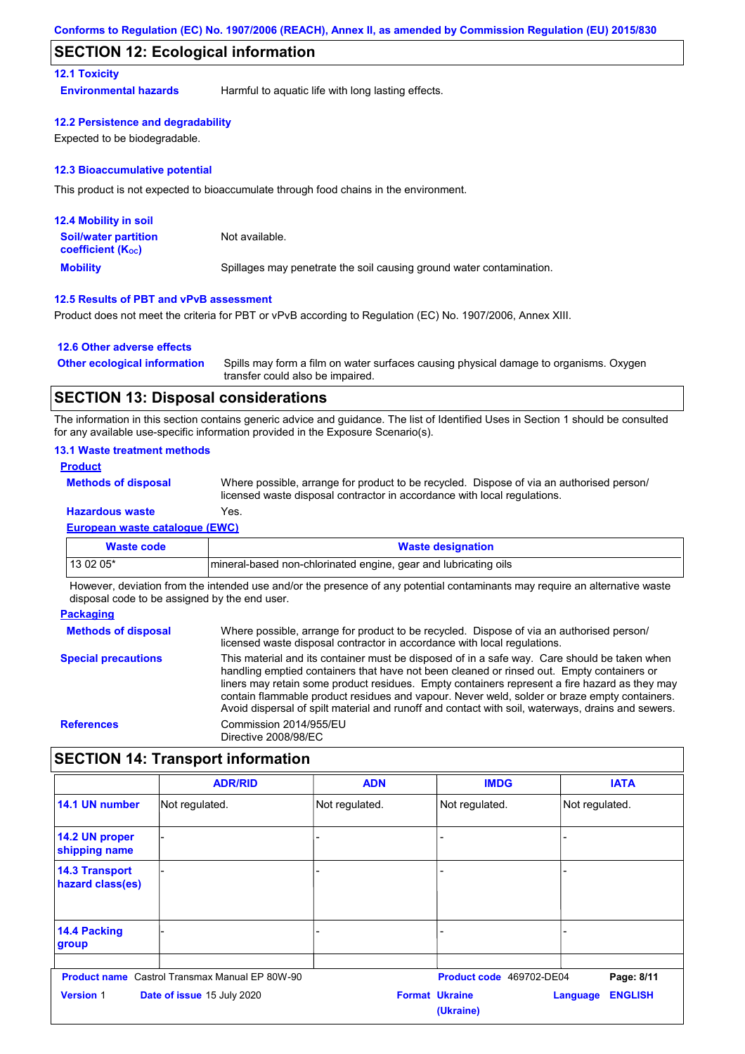## SECTION 12: Ecological information

### 12.1 Toxicity

**Environmental hazards** Harmful to aquatic life with long lasting effects.

### 12.2 Persistence and degradability

Expected to be biodegradable.

### 12.3 Bioaccumulative potential

This product is not expected to bioaccumulate through food chains in the environment.

### 12.4 Mobility in soil

**Soil/water partition coefficient ($K_{OC}$)** Not available.

**Mobility** Spillages may penetrate the soil causing ground water contamination.

### 12.5 Results of PBT and vPvB assessment

Product does not meet the criteria for PBT or vPvB according to Regulation (EC) No. 1907/2006, Annex XIII.

### 12.6 Other adverse effects

**Other ecological information** Spills may form a film on water surfaces causing physical damage to organisms. Oxygen transfer could also be impaired.

## SECTION 13: Disposal considerations

The information in this section contains generic advice and guidance. The list of Identified Uses in Section 1 should be consulted for any available use-specific information provided in the Exposure Scenario(s).

### 13.1 Waste treatment methods

**Product**

**Methods of disposal** Where possible, arrange for product to be recycled. Dispose of via an authorised person/ licensed waste disposal contractor in accordance with local regulations.

**Hazardous waste** Yes.

**European waste catalogue (EWC)**

| Waste code | Waste designation |
|---|---|
| 13 02 05* | mineral-based non-chlorinated engine, gear and lubricating oils |

However, deviation from the intended use and/or the presence of any potential contaminants may require an alternative waste disposal code to be assigned by the end user.

**Packaging**

**Methods of disposal** Where possible, arrange for product to be recycled. Dispose of via an authorised person/ licensed waste disposal contractor in accordance with local regulations.

**Special precautions** This material and its container must be disposed of in a safe way. Care should be taken when handling emptied containers that have not been cleaned or rinsed out. Empty containers or liners may retain some product residues. Empty containers represent a fire hazard as they may contain flammable product residues and vapour. Never weld, solder or braze empty containers. Avoid dispersal of spilt material and runoff and contact with soil, waterways, drains and sewers.

**References** Commission 2014/955/EU
Directive 2008/98/EC

## SECTION 14: Transport information

| | ADR/RID | ADN | IMDG | IATA |
|---|---|---|---|---|
| 14.1 UN number | Not regulated. | Not regulated. | Not regulated. | Not regulated. |
| 14.2 UN proper shipping name | - | - | - | - |
| 14.3 Transport hazard class(es) | - | - | - | - |
| 14.4 Packing group | - | - | - | - |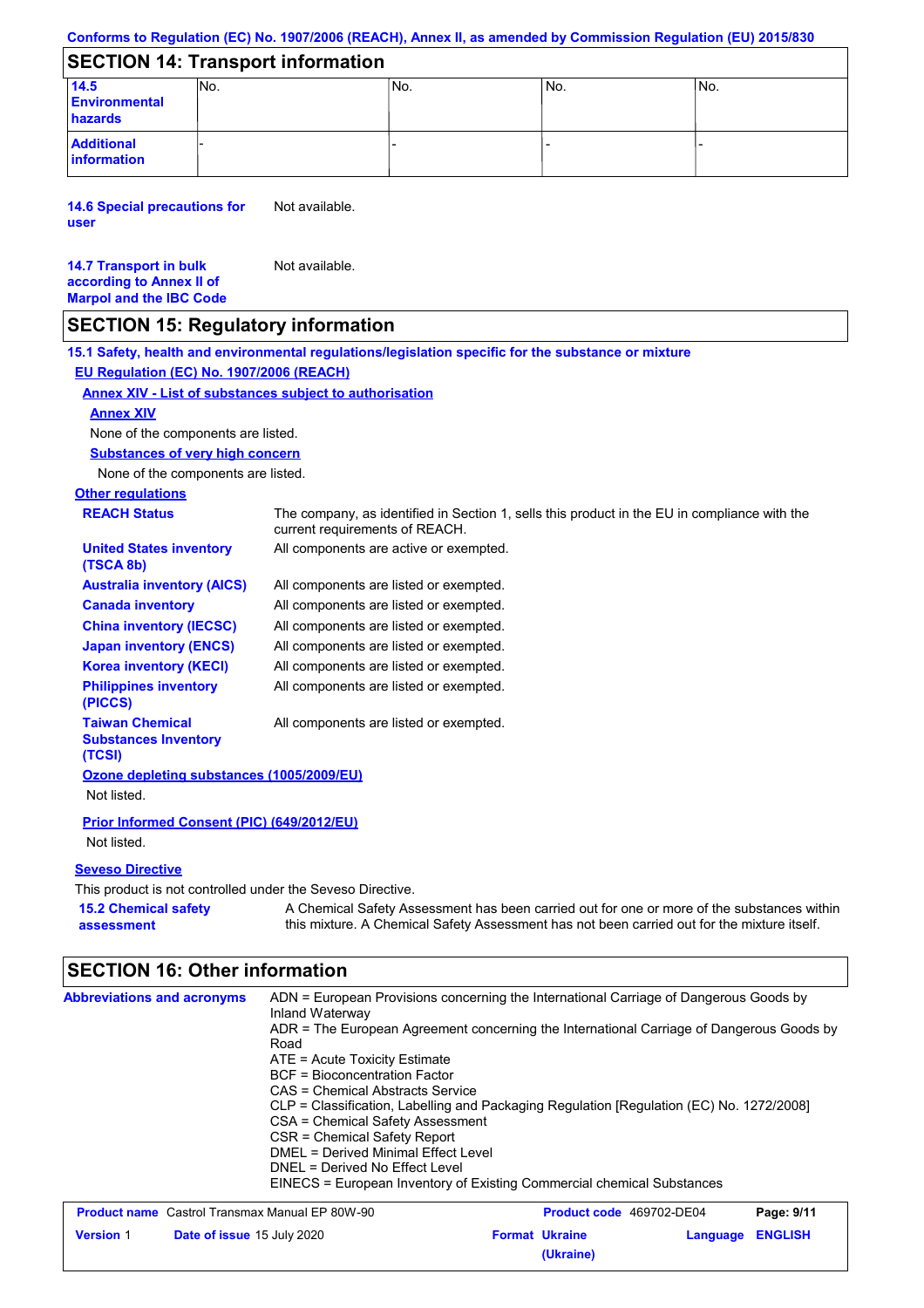## SECTION 14: Transport information

| | | | | |
|---|---|---|---|---|
| **14.5 Environmental hazards** | No. | No. | No. | No. |
| **Additional information** | - | - | - | - |

**14.6 Special precautions for user**: Not available.

**14.7 Transport in bulk according to Annex II of Marpol and the IBC Code**: Not available.

## SECTION 15: Regulatory information

**15.1 Safety, health and environmental regulations/legislation specific for the substance or mixture**

**EU Regulation (EC) No. 1907/2006 (REACH)**

**Annex XIV - List of substances subject to authorisation**

**Annex XIV**

None of the components are listed.

**Substances of very high concern**

None of the components are listed.

**Other regulations**

| | |
|---|---|
| **REACH Status** | The company, as identified in Section 1, sells this product in the EU in compliance with the current requirements of REACH. |
| **United States inventory (TSCA 8b)** | All components are active or exempted. |
| **Australia inventory (AICS)** | All components are listed or exempted. |
| **Canada inventory** | All components are listed or exempted. |
| **China inventory (IECSC)** | All components are listed or exempted. |
| **Japan inventory (ENCS)** | All components are listed or exempted. |
| **Korea inventory (KECI)** | All components are listed or exempted. |
| **Philippines inventory (PICCS)** | All components are listed or exempted. |
| **Taiwan Chemical Substances Inventory (TCSI)** | All components are listed or exempted. |

**Ozone depleting substances (1005/2009/EU)**

Not listed.

**Prior Informed Consent (PIC) (649/2012/EU)**

Not listed.

**Seveso Directive**

This product is not controlled under the Seveso Directive.

**15.2 Chemical safety assessment**: A Chemical Safety Assessment has been carried out for one or more of the substances within this mixture. A Chemical Safety Assessment has not been carried out for the mixture itself.

## SECTION 16: Other information

**Abbreviations and acronyms**

ADN = European Provisions concerning the International Carriage of Dangerous Goods by Inland Waterway
ADR = The European Agreement concerning the International Carriage of Dangerous Goods by Road
ATE = Acute Toxicity Estimate
BCF = Bioconcentration Factor
CAS = Chemical Abstracts Service
CLP = Classification, Labelling and Packaging Regulation [Regulation (EC) No. 1272/2008]
CSA = Chemical Safety Assessment
CSR = Chemical Safety Report
DMEL = Derived Minimal Effect Level
DNEL = Derived No Effect Level
EINECS = European Inventory of Existing Commercial chemical Substances

| | | | |
|---|---|---|---|
| **Product name** Castrol Transmax Manual EP 80W-90 | | **Product code** 469702-DE04 | |
| **Version** 1 | **Date of issue** 15 July 2020 | **Format** Ukraine (Ukraine) | **Language** ENGLISH |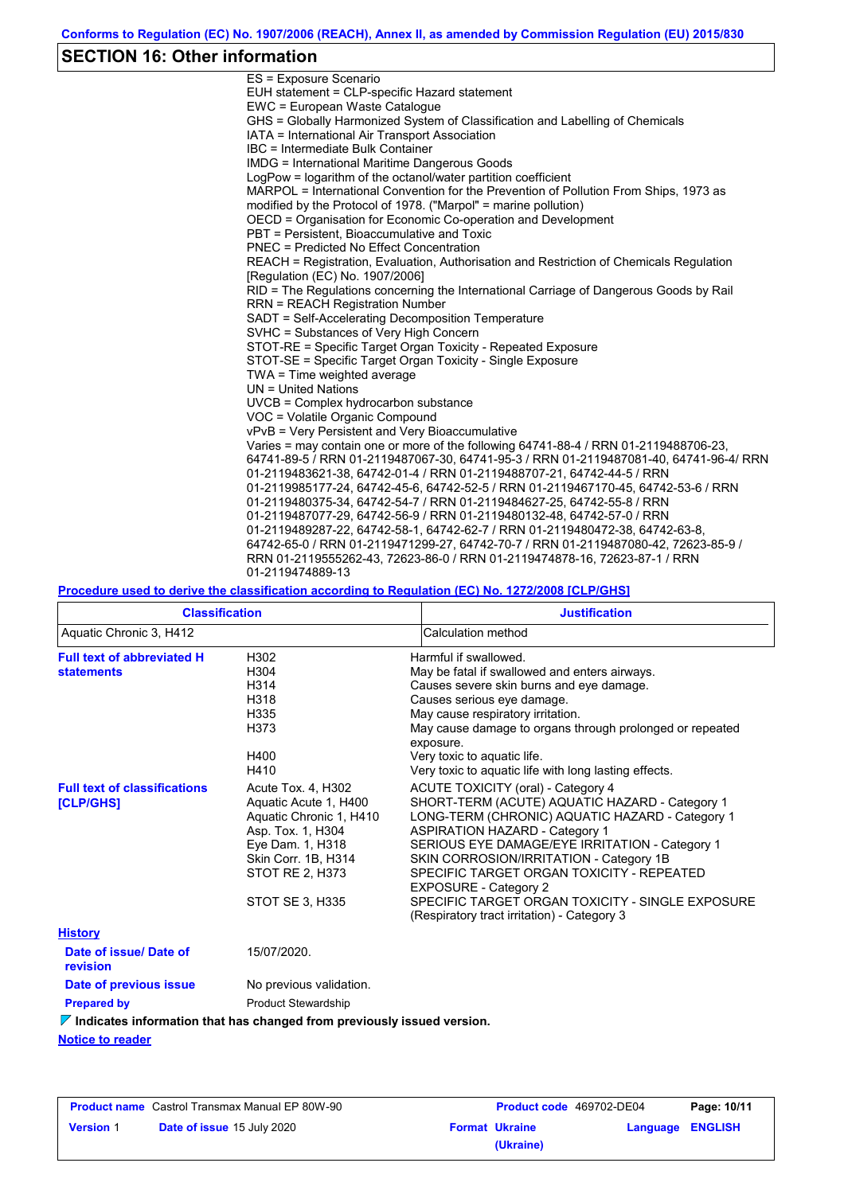## SECTION 16: Other information

ES = Exposure Scenario
EUH statement = CLP-specific Hazard statement
EWC = European Waste Catalogue
GHS = Globally Harmonized System of Classification and Labelling of Chemicals
IATA = International Air Transport Association
IBC = Intermediate Bulk Container
IMDG = International Maritime Dangerous Goods
LogPow = logarithm of the octanol/water partition coefficient
MARPOL = International Convention for the Prevention of Pollution From Ships, 1973 as modified by the Protocol of 1978. ("Marpol" = marine pollution)
OECD = Organisation for Economic Co-operation and Development
PBT = Persistent, Bioaccumulative and Toxic
PNEC = Predicted No Effect Concentration
REACH = Registration, Evaluation, Authorisation and Restriction of Chemicals Regulation [Regulation (EC) No. 1907/2006]
RID = The Regulations concerning the International Carriage of Dangerous Goods by Rail
RRN = REACH Registration Number
SADT = Self-Accelerating Decomposition Temperature
SVHC = Substances of Very High Concern
STOT-RE = Specific Target Organ Toxicity - Repeated Exposure
STOT-SE = Specific Target Organ Toxicity - Single Exposure
TWA = Time weighted average
UN = United Nations
UVCB = Complex hydrocarbon substance
VOC = Volatile Organic Compound
vPvB = Very Persistent and Very Bioaccumulative
Varies = may contain one or more of the following 64741-88-4 / RRN 01-2119488706-23, 64741-89-5 / RRN 01-2119487067-30, 64741-95-3 / RRN 01-2119487081-40, 64741-96-4/ RRN 01-2119483621-38, 64742-01-4 / RRN 01-2119488707-21, 64742-44-5 / RRN 01-2119985177-24, 64742-45-6, 64742-52-5 / RRN 01-2119467170-45, 64742-53-6 / RRN 01-2119480375-34, 64742-54-7 / RRN 01-2119484627-25, 64742-55-8 / RRN 01-2119487077-29, 64742-56-9 / RRN 01-2119480132-48, 64742-57-0 / RRN 01-2119489287-22, 64742-58-1, 64742-62-7 / RRN 01-2119480472-38, 64742-63-8, 64742-65-0 / RRN 01-2119471299-27, 64742-70-7 / RRN 01-2119487080-42, 72623-85-9 / RRN 01-2119555262-43, 72623-86-0 / RRN 01-2119474878-16, 72623-87-1 / RRN 01-2119474889-13

**Procedure used to derive the classification according to Regulation (EC) No. 1272/2008 [CLP/GHS]**

| Classification | Justification |
|---|---|
| Aquatic Chronic 3, H412 | Calculation method |

**Full text of abbreviated H statements**

| | |
|---|---|
| H302 | Harmful if swallowed. |
| H304 | May be fatal if swallowed and enters airways. |
| H314 | Causes severe skin burns and eye damage. |
| H318 | Causes serious eye damage. |
| H335 | May cause respiratory irritation. |
| H373 | May cause damage to organs through prolonged or repeated exposure. |
| H400 | Very toxic to aquatic life. |
| H410 | Very toxic to aquatic life with long lasting effects. |

**Full text of classifications [CLP/GHS]**

| | |
|---|---|
| Acute Tox. 4, H302 | ACUTE TOXICITY (oral) - Category 4 |
| Aquatic Acute 1, H400 | SHORT-TERM (ACUTE) AQUATIC HAZARD - Category 1 |
| Aquatic Chronic 1, H410 | LONG-TERM (CHRONIC) AQUATIC HAZARD - Category 1 |
| Asp. Tox. 1, H304 | ASPIRATION HAZARD - Category 1 |
| Eye Dam. 1, H318 | SERIOUS EYE DAMAGE/EYE IRRITATION - Category 1 |
| Skin Corr. 1B, H314 | SKIN CORROSION/IRRITATION - Category 1B |
| STOT RE 2, H373 | SPECIFIC TARGET ORGAN TOXICITY - REPEATED EXPOSURE - Category 2 |
| STOT SE 3, H335 | SPECIFIC TARGET ORGAN TOXICITY - SINGLE EXPOSURE (Respiratory tract irritation) - Category 3 |

**History**

**Date of issue/ Date of revision**: 15/07/2020.

**Date of previous issue**: No previous validation.

**Prepared by**: Product Stewardship

**Indicates information that has changed from previously issued version.**

**Notice to reader**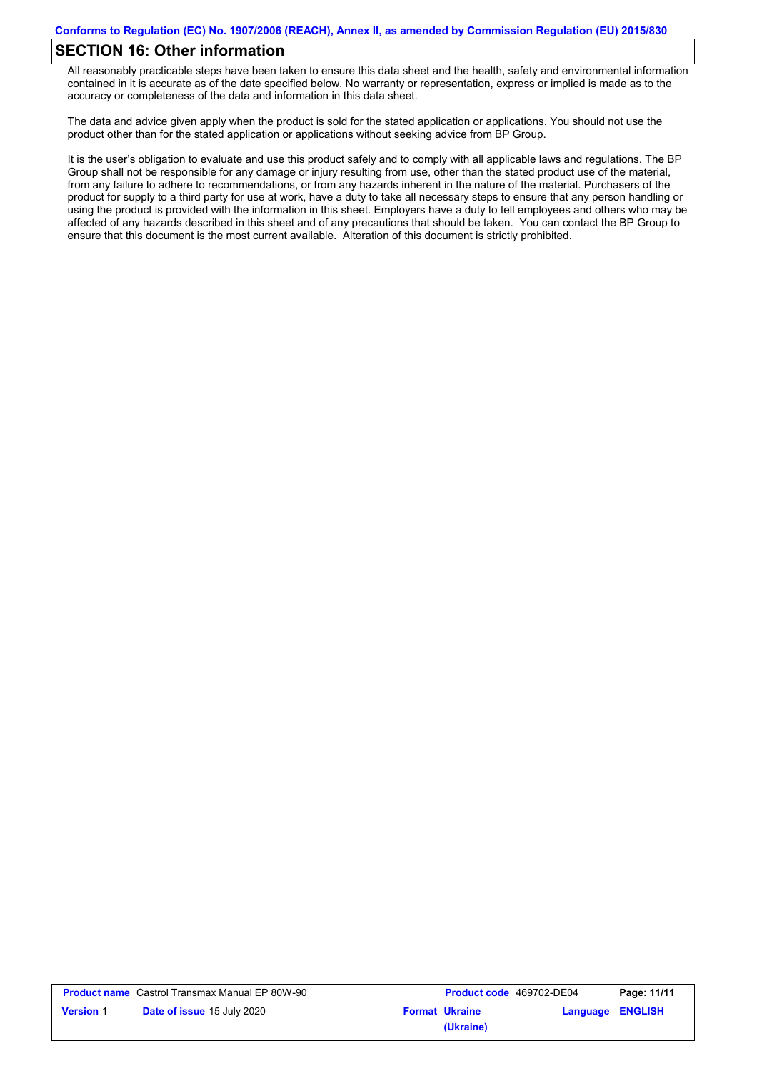## SECTION 16: Other information

All reasonably practicable steps have been taken to ensure this data sheet and the health, safety and environmental information contained in it is accurate as of the date specified below. No warranty or representation, express or implied is made as to the accuracy or completeness of the data and information in this data sheet.

The data and advice given apply when the product is sold for the stated application or applications. You should not use the product other than for the stated application or applications without seeking advice from BP Group.

It is the user's obligation to evaluate and use this product safely and to comply with all applicable laws and regulations. The BP Group shall not be responsible for any damage or injury resulting from use, other than the stated product use of the material, from any failure to adhere to recommendations, or from any hazards inherent in the nature of the material. Purchasers of the product for supply to a third party for use at work, have a duty to take all necessary steps to ensure that any person handling or using the product is provided with the information in this sheet. Employers have a duty to tell employees and others who may be affected of any hazards described in this sheet and of any precautions that should be taken. You can contact the BP Group to ensure that this document is the most current available. Alteration of this document is strictly prohibited.